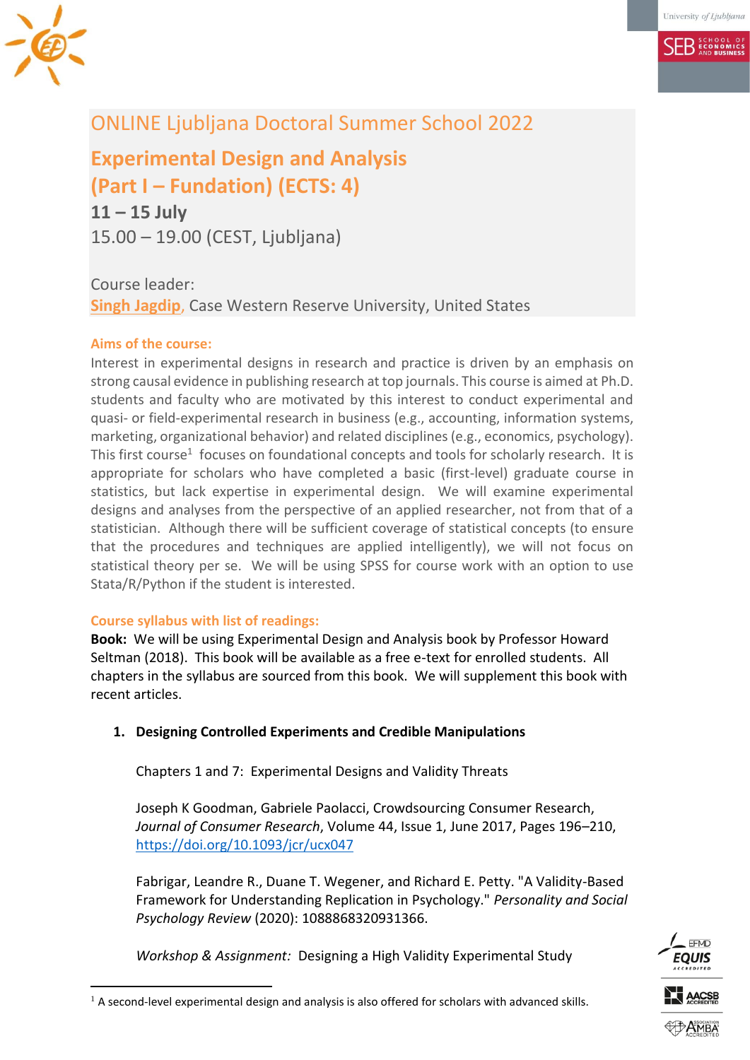# ONLINE Ljubljana Doctoral Summer School 2022

## Experimental Design and Analysis
## (Part I – Fundation) (ECTS: 4)

**11 – 15 July**

15.00 – 19.00 (CEST, Ljubljana)

Course leader:
Singh Jagdip, Case Western Reserve University, United States

### Aims of the course:

Interest in experimental designs in research and practice is driven by an emphasis on strong causal evidence in publishing research at top journals. This course is aimed at Ph.D. students and faculty who are motivated by this interest to conduct experimental and quasi- or field-experimental research in business (e.g., accounting, information systems, marketing, organizational behavior) and related disciplines (e.g., economics, psychology). This first course[1] focuses on foundational concepts and tools for scholarly research. It is appropriate for scholars who have completed a basic (first-level) graduate course in statistics, but lack expertise in experimental design. We will examine experimental designs and analyses from the perspective of an applied researcher, not from that of a statistician. Although there will be sufficient coverage of statistical concepts (to ensure that the procedures and techniques are applied intelligently), we will not focus on statistical theory per se. We will be using SPSS for course work with an option to use Stata/R/Python if the student is interested.

### Course syllabus with list of readings:

**Book:** We will be using Experimental Design and Analysis book by Professor Howard Seltman (2018). This book will be available as a free e-text for enrolled students. All chapters in the syllabus are sourced from this book. We will supplement this book with recent articles.

1. **Designing Controlled Experiments and Credible Manipulations**

   Chapters 1 and 7: Experimental Designs and Validity Threats

   Joseph K Goodman, Gabriele Paolacci, Crowdsourcing Consumer Research, *Journal of Consumer Research*, Volume 44, Issue 1, June 2017, Pages 196–210, https://doi.org/10.1093/jcr/ucx047

   Fabrigar, Leandre R., Duane T. Wegener, and Richard E. Petty. "A Validity-Based Framework for Understanding Replication in Psychology." *Personality and Social Psychology Review* (2020): 1088868320931366.

   *Workshop & Assignment:* Designing a High Validity Experimental Study

[1] A second-level experimental design and analysis is also offered for scholars with advanced skills.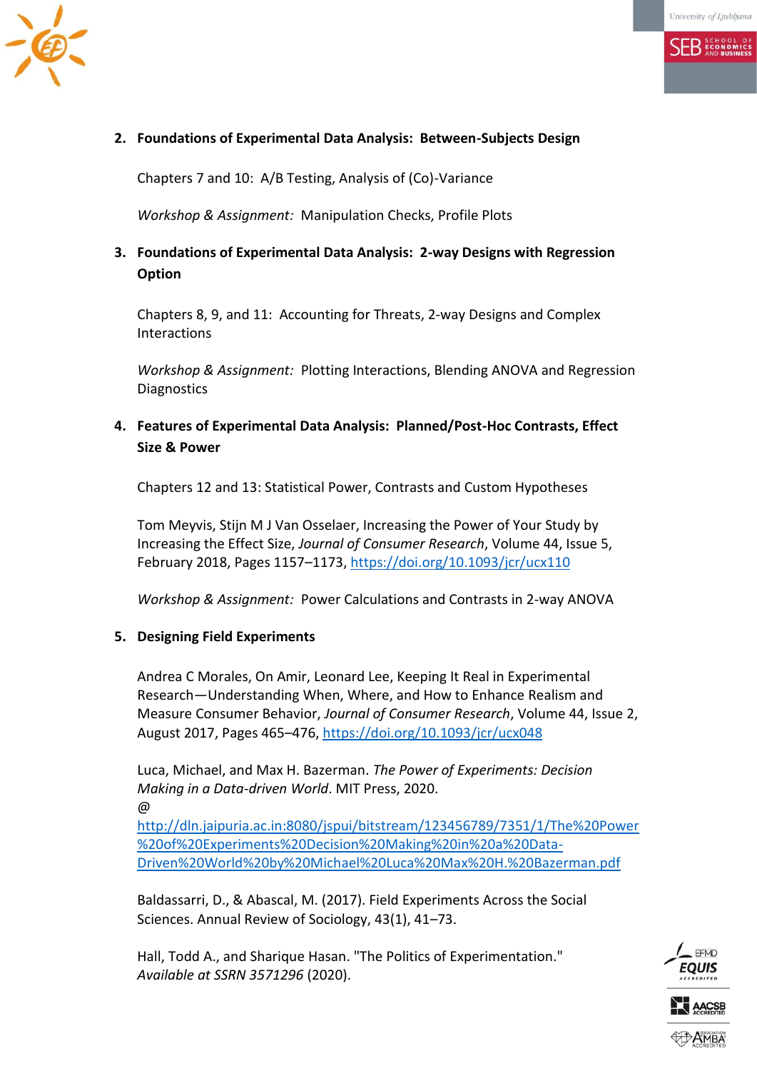2. **Foundations of Experimental Data Analysis: Between-Subjects Design**

   Chapters 7 and 10: A/B Testing, Analysis of (Co)-Variance

   *Workshop & Assignment:* Manipulation Checks, Profile Plots

3. **Foundations of Experimental Data Analysis: 2-way Designs with Regression Option**

   Chapters 8, 9, and 11: Accounting for Threats, 2-way Designs and Complex Interactions

   *Workshop & Assignment:* Plotting Interactions, Blending ANOVA and Regression Diagnostics

4. **Features of Experimental Data Analysis: Planned/Post-Hoc Contrasts, Effect Size & Power**

   Chapters 12 and 13: Statistical Power, Contrasts and Custom Hypotheses

   Tom Meyvis, Stijn M J Van Osselaer, Increasing the Power of Your Study by Increasing the Effect Size, *Journal of Consumer Research*, Volume 44, Issue 5, February 2018, Pages 1157–1173, https://doi.org/10.1093/jcr/ucx110

   *Workshop & Assignment:* Power Calculations and Contrasts in 2-way ANOVA

5. **Designing Field Experiments**

   Andrea C Morales, On Amir, Leonard Lee, Keeping It Real in Experimental Research—Understanding When, Where, and How to Enhance Realism and Measure Consumer Behavior, *Journal of Consumer Research*, Volume 44, Issue 2, August 2017, Pages 465–476, https://doi.org/10.1093/jcr/ucx048

   Luca, Michael, and Max H. Bazerman. *The Power of Experiments: Decision Making in a Data-driven World*. MIT Press, 2020.
   @
   http://dln.jaipuria.ac.in:8080/jspui/bitstream/123456789/7351/1/The%20Power%20of%20Experiments%20Decision%20Making%20in%20a%20Data-Driven%20World%20by%20Michael%20Luca%20Max%20H.%20Bazerman.pdf

   Baldassarri, D., & Abascal, M. (2017). Field Experiments Across the Social Sciences. Annual Review of Sociology, 43(1), 41–73.

   Hall, Todd A., and Sharique Hasan. "The Politics of Experimentation." *Available at SSRN 3571296* (2020).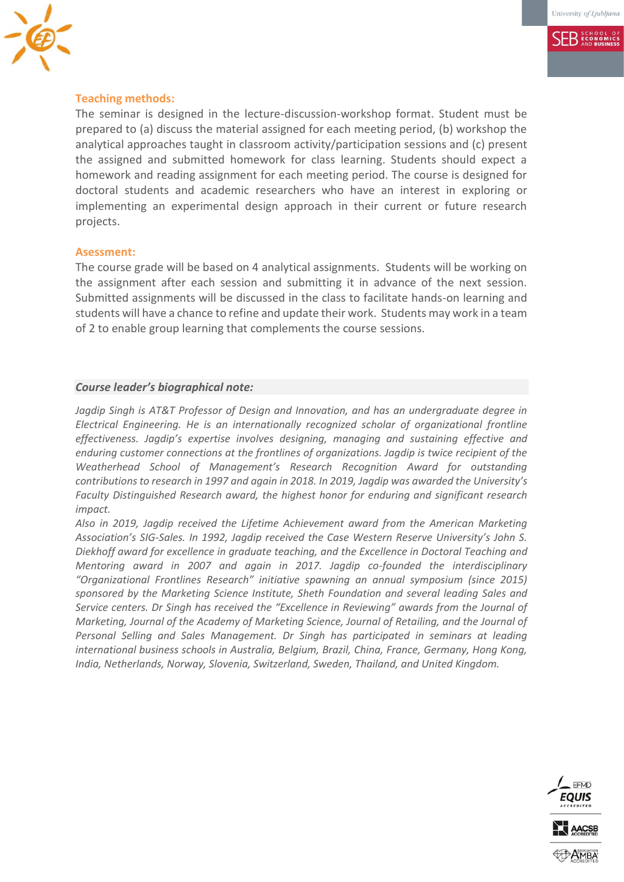## Teaching methods:

The seminar is designed in the lecture-discussion-workshop format. Student must be prepared to (a) discuss the material assigned for each meeting period, (b) workshop the analytical approaches taught in classroom activity/participation sessions and (c) present the assigned and submitted homework for class learning. Students should expect a homework and reading assignment for each meeting period. The course is designed for doctoral students and academic researchers who have an interest in exploring or implementing an experimental design approach in their current or future research projects.

## Asessment:

The course grade will be based on 4 analytical assignments. Students will be working on the assignment after each session and submitting it in advance of the next session. Submitted assignments will be discussed in the class to facilitate hands-on learning and students will have a chance to refine and update their work. Students may work in a team of 2 to enable group learning that complements the course sessions.

### *Course leader's biographical note:*

*Jagdip Singh is AT&T Professor of Design and Innovation, and has an undergraduate degree in Electrical Engineering. He is an internationally recognized scholar of organizational frontline effectiveness. Jagdip's expertise involves designing, managing and sustaining effective and enduring customer connections at the frontlines of organizations. Jagdip is twice recipient of the Weatherhead School of Management's Research Recognition Award for outstanding contributions to research in 1997 and again in 2018. In 2019, Jagdip was awarded the University's Faculty Distinguished Research award, the highest honor for enduring and significant research impact.*

*Also in 2019, Jagdip received the Lifetime Achievement award from the American Marketing Association's SIG-Sales. In 1992, Jagdip received the Case Western Reserve University's John S. Diekhoff award for excellence in graduate teaching, and the Excellence in Doctoral Teaching and Mentoring award in 2007 and again in 2017. Jagdip co-founded the interdisciplinary "Organizational Frontlines Research" initiative spawning an annual symposium (since 2015) sponsored by the Marketing Science Institute, Sheth Foundation and several leading Sales and Service centers. Dr Singh has received the "Excellence in Reviewing" awards from the Journal of Marketing, Journal of the Academy of Marketing Science, Journal of Retailing, and the Journal of Personal Selling and Sales Management. Dr Singh has participated in seminars at leading international business schools in Australia, Belgium, Brazil, China, France, Germany, Hong Kong, India, Netherlands, Norway, Slovenia, Switzerland, Sweden, Thailand, and United Kingdom.*